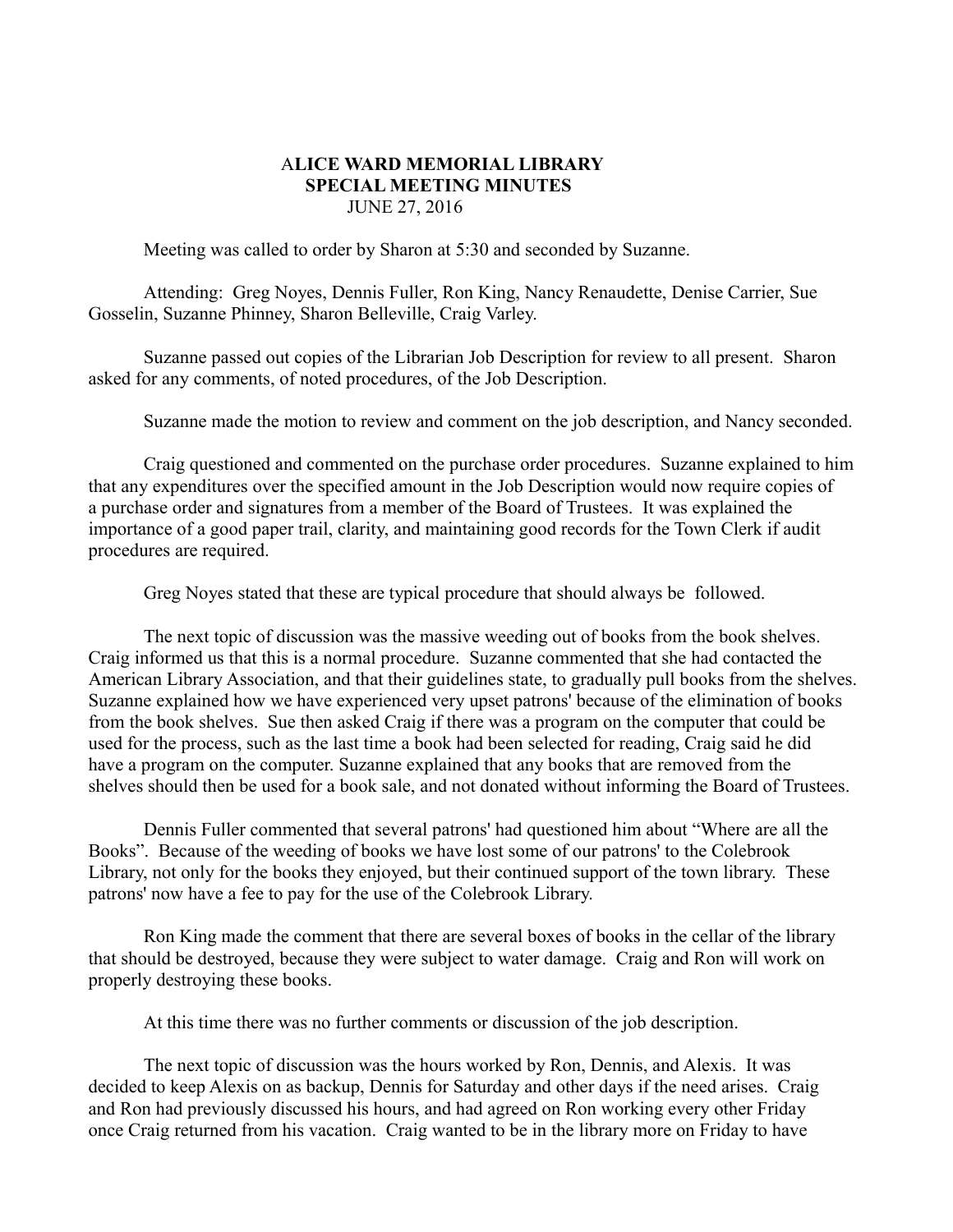# ALICE WARD MEMORIAL LIBRARY
## SPECIAL MEETING MINUTES
### JUNE 27, 2016

Meeting was called to order by Sharon at 5:30 and seconded by Suzanne.

Attending: Greg Noyes, Dennis Fuller, Ron King, Nancy Renaudette, Denise Carrier, Sue Gosselin, Suzanne Phinney, Sharon Belleville, Craig Varley.

Suzanne passed out copies of the Librarian Job Description for review to all present. Sharon asked for any comments, of noted procedures, of the Job Description.

Suzanne made the motion to review and comment on the job description, and Nancy seconded.

Craig questioned and commented on the purchase order procedures. Suzanne explained to him that any expenditures over the specified amount in the Job Description would now require copies of a purchase order and signatures from a member of the Board of Trustees. It was explained the importance of a good paper trail, clarity, and maintaining good records for the Town Clerk if audit procedures are required.

Greg Noyes stated that these are typical procedure that should always be followed.

The next topic of discussion was the massive weeding out of books from the book shelves. Craig informed us that this is a normal procedure. Suzanne commented that she had contacted the American Library Association, and that their guidelines state, to gradually pull books from the shelves. Suzanne explained how we have experienced very upset patrons' because of the elimination of books from the book shelves. Sue then asked Craig if there was a program on the computer that could be used for the process, such as the last time a book had been selected for reading, Craig said he did have a program on the computer. Suzanne explained that any books that are removed from the shelves should then be used for a book sale, and not donated without informing the Board of Trustees.

Dennis Fuller commented that several patrons' had questioned him about "Where are all the Books". Because of the weeding of books we have lost some of our patrons' to the Colebrook Library, not only for the books they enjoyed, but their continued support of the town library. These patrons' now have a fee to pay for the use of the Colebrook Library.

Ron King made the comment that there are several boxes of books in the cellar of the library that should be destroyed, because they were subject to water damage. Craig and Ron will work on properly destroying these books.

At this time there was no further comments or discussion of the job description.

The next topic of discussion was the hours worked by Ron, Dennis, and Alexis. It was decided to keep Alexis on as backup, Dennis for Saturday and other days if the need arises. Craig and Ron had previously discussed his hours, and had agreed on Ron working every other Friday once Craig returned from his vacation. Craig wanted to be in the library more on Friday to have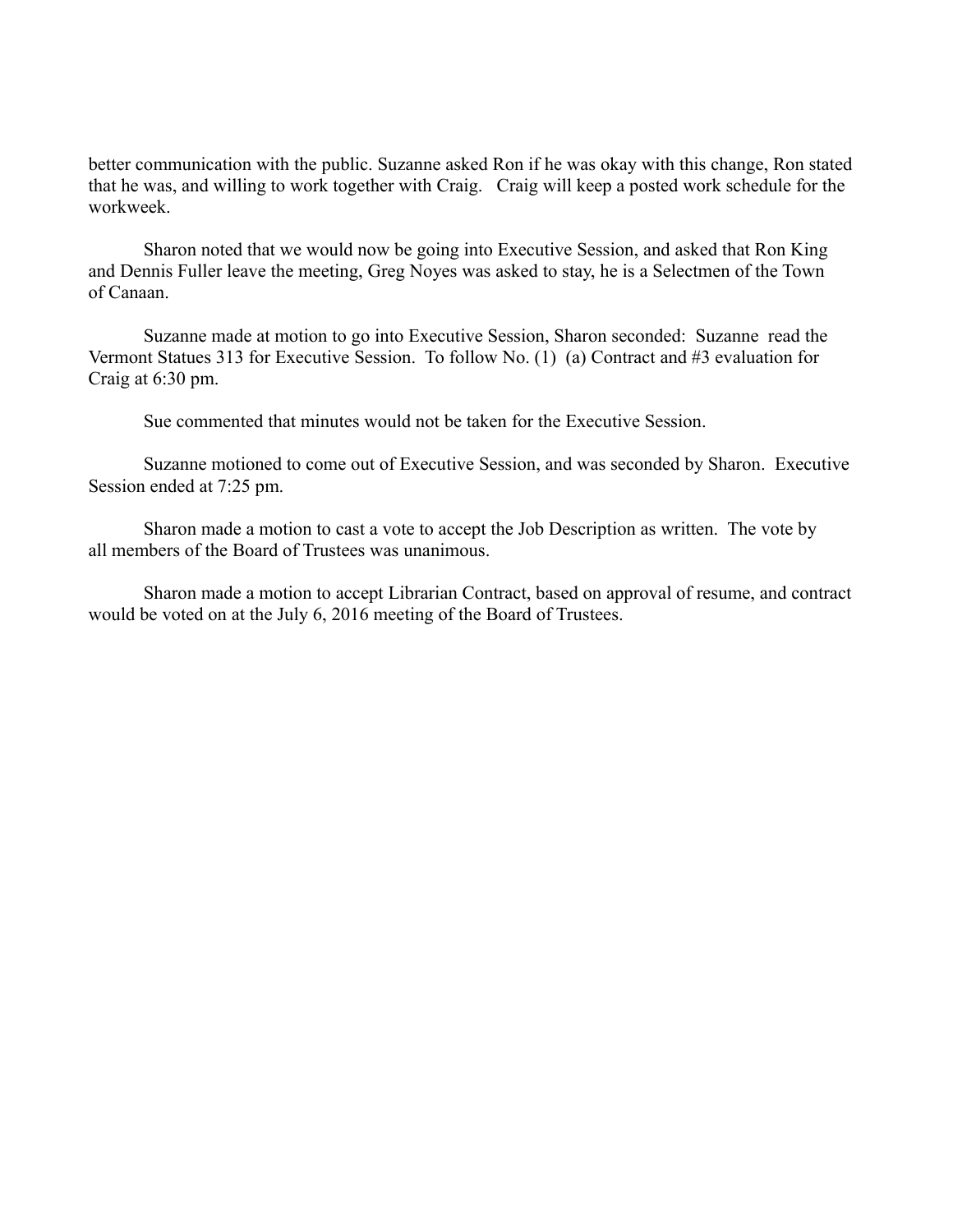better communication with the public. Suzanne asked Ron if he was okay with this change, Ron stated that he was, and willing to work together with Craig. Craig will keep a posted work schedule for the workweek.

Sharon noted that we would now be going into Executive Session, and asked that Ron King and Dennis Fuller leave the meeting, Greg Noyes was asked to stay, he is a Selectmen of the Town of Canaan.

Suzanne made at motion to go into Executive Session, Sharon seconded: Suzanne read the Vermont Statues 313 for Executive Session. To follow No. (1) (a) Contract and #3 evaluation for Craig at 6:30 pm.

Sue commented that minutes would not be taken for the Executive Session.

Suzanne motioned to come out of Executive Session, and was seconded by Sharon. Executive Session ended at 7:25 pm.

Sharon made a motion to cast a vote to accept the Job Description as written. The vote by all members of the Board of Trustees was unanimous.

Sharon made a motion to accept Librarian Contract, based on approval of resume, and contract would be voted on at the July 6, 2016 meeting of the Board of Trustees.